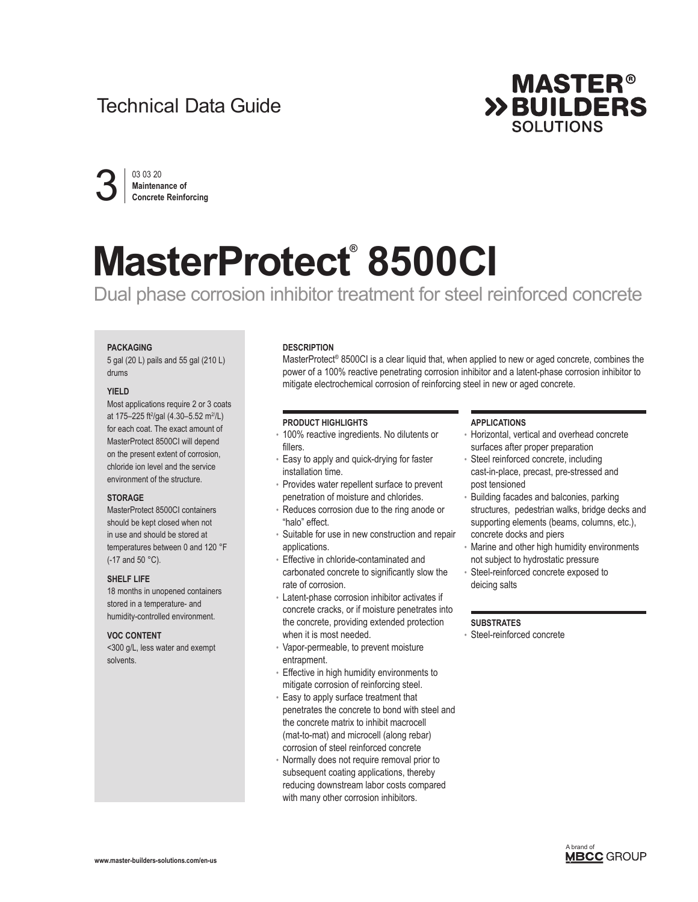Technical Data Guide

MASTER® BUILDERS SOLUTIONS

3 | 03 03 20 **Maintenance of Concrete Reinforcing**

# MasterProtect® 8500CI

## Dual phase corrosion inhibitor treatment for steel reinforced concrete

**PACKAGING**

5 gal (20 L) pails and 55 gal (210 L) drums

**YIELD**

Most applications require 2 or 3 coats at 175–225 ft²/gal (4.30–5.52 m²/L) for each coat. The exact amount of MasterProtect 8500CI will depend on the present extent of corrosion, chloride ion level and the service environment of the structure.

**STORAGE**

MasterProtect 8500CI containers should be kept closed when not in use and should be stored at temperatures between 0 and 120 °F (-17 and 50 °C).

**SHELF LIFE**

18 months in unopened containers stored in a temperature- and humidity-controlled environment.

**VOC CONTENT**

<300 g/L, less water and exempt solvents.

**DESCRIPTION**

MasterProtect® 8500CI is a clear liquid that, when applied to new or aged concrete, combines the power of a 100% reactive penetrating corrosion inhibitor and a latent-phase corrosion inhibitor to mitigate electrochemical corrosion of reinforcing steel in new or aged concrete.

**PRODUCT HIGHLIGHTS**

- 100% reactive ingredients. No dilutents or fillers.
- Easy to apply and quick-drying for faster installation time.
- Provides water repellent surface to prevent penetration of moisture and chlorides.
- Reduces corrosion due to the ring anode or "halo" effect.
- Suitable for use in new construction and repair applications.
- Effective in chloride-contaminated and carbonated concrete to significantly slow the rate of corrosion.
- Latent-phase corrosion inhibitor activates if concrete cracks, or if moisture penetrates into the concrete, providing extended protection when it is most needed.
- Vapor-permeable, to prevent moisture entrapment.
- Effective in high humidity environments to mitigate corrosion of reinforcing steel.
- Easy to apply surface treatment that penetrates the concrete to bond with steel and the concrete matrix to inhibit macrocell (mat-to-mat) and microcell (along rebar) corrosion of steel reinforced concrete
- Normally does not require removal prior to subsequent coating applications, thereby reducing downstream labor costs compared with many other corrosion inhibitors.

**APPLICATIONS**

- Horizontal, vertical and overhead concrete surfaces after proper preparation
- Steel reinforced concrete, including cast-in-place, precast, pre-stressed and post tensioned
- Building facades and balconies, parking structures, pedestrian walks, bridge decks and supporting elements (beams, columns, etc.), concrete docks and piers
- Marine and other high humidity environments not subject to hydrostatic pressure
- Steel-reinforced concrete exposed to deicing salts

**SUBSTRATES**

- Steel-reinforced concrete

www.master-builders-solutions.com/en-us

A brand of MBCC GROUP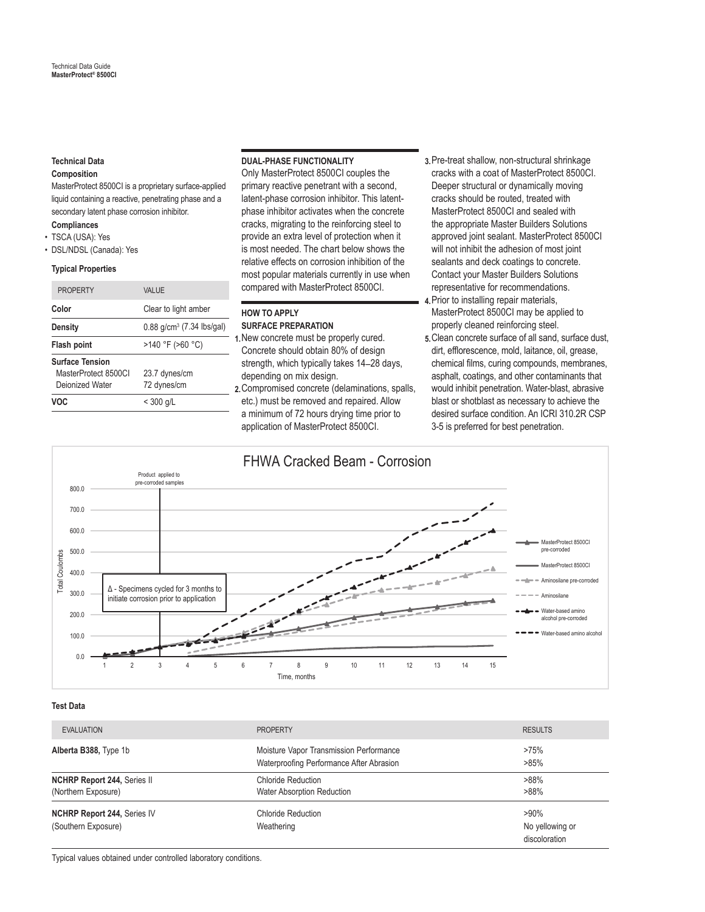### Technical Data

#### Composition

MasterProtect 8500CI is a proprietary surface-applied liquid containing a reactive, penetrating phase and a secondary latent phase corrosion inhibitor.

#### Compliances

- TSCA (USA): Yes
- DSL/NDSL (Canada): Yes

#### Typical Properties

| PROPERTY | VALUE |
| --- | --- |
| **Color** | Clear to light amber |
| **Density** | 0.88 g/cm$^3$ (7.34 lbs/gal) |
| **Flash point** | >140 °F (>60 °C) |
| **Surface Tension** | |
| MasterProtect 8500CI | 23.7 dynes/cm |
| Deionized Water | 72 dynes/cm |
| **VOC** | < 300 g/L |

### DUAL-PHASE FUNCTIONALITY

Only MasterProtect 8500CI couples the primary reactive penetrant with a second, latent-phase corrosion inhibitor. This latent-phase inhibitor activates when the concrete cracks, migrating to the reinforcing steel to provide an extra level of protection when it is most needed. The chart below shows the relative effects on corrosion inhibition of the most popular materials currently in use when compared with MasterProtect 8500CI.

### HOW TO APPLY

#### SURFACE PREPARATION

1. New concrete must be properly cured. Concrete should obtain 80% of design strength, which typically takes 14–28 days, depending on mix design.
2. Compromised concrete (delaminations, spalls, etc.) must be removed and repaired. Allow a minimum of 72 hours drying time prior to application of MasterProtect 8500CI.
3. Pre-treat shallow, non-structural shrinkage cracks with a coat of MasterProtect 8500CI. Deeper structural or dynamically moving cracks should be routed, treated with MasterProtect 8500CI and sealed with the appropriate Master Builders Solutions approved joint sealant. MasterProtect 8500CI will not inhibit the adhesion of most joint sealants and deck coatings to concrete. Contact your Master Builders Solutions representative for recommendations.
4. Prior to installing repair materials, MasterProtect 8500CI may be applied to properly cleaned reinforcing steel.
5. Clean concrete surface of all sand, surface dust, dirt, efflorescence, mold, laitance, oil, grease, chemical films, curing compounds, membranes, asphalt, coatings, and other contaminants that would inhibit penetration. Water-blast, abrasive blast or shotblast as necessary to achieve the desired surface condition. An ICRI 310.2R CSP 3-5 is preferred for best penetration.

FHWA Cracked Beam - Corrosion

Product applied to pre-corroded samples

Δ - Specimens cycled for 3 months to initiate corrosion prior to application

Total Coulombs (0.0–800.0) vs. Time, months (1–15)

Legend: MasterProtect 8500CI pre-corroded; MasterProtect 8500CI; Aminosilane pre-corroded; Aminosilane; Water-based amino alcohol pre-corroded; Water-based amino alcohol

### Test Data

| EVALUATION | PROPERTY | RESULTS |
| --- | --- | --- |
| **Alberta B388,** Type 1b | Moisture Vapor Transmission Performance<br>Waterproofing Performance After Abrasion | >75%<br>>85% |
| **NCHRP Report 244,** Series II<br>(Northern Exposure) | Chloride Reduction<br>Water Absorption Reduction | >88%<br>>88% |
| **NCHRP Report 244,** Series IV<br>(Southern Exposure) | Chloride Reduction<br>Weathering | >90%<br>No yellowing or discoloration |

Typical values obtained under controlled laboratory conditions.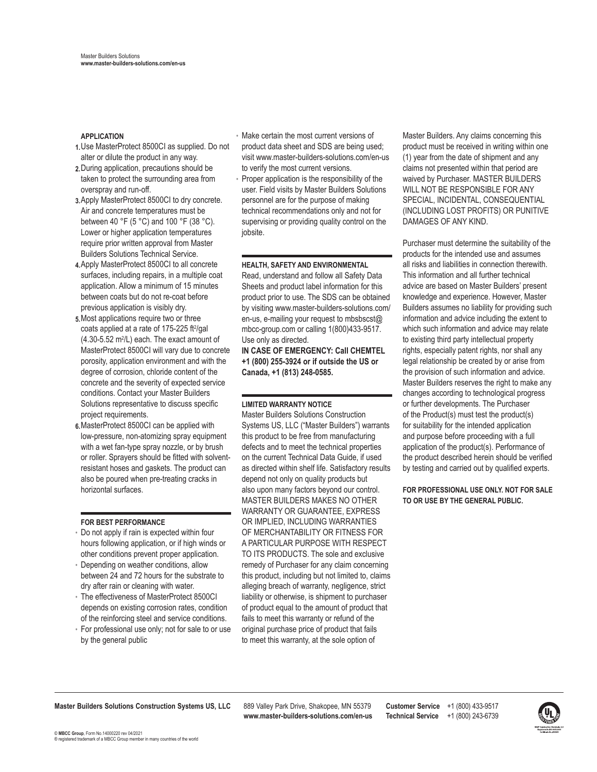## APPLICATION

1. Use MasterProtect 8500CI as supplied. Do not alter or dilute the product in any way.
2. During application, precautions should be taken to protect the surrounding area from overspray and run-off.
3. Apply MasterProtect 8500CI to dry concrete. Air and concrete temperatures must be between 40 °F (5 °C) and 100 °F (38 °C). Lower or higher application temperatures require prior written approval from Master Builders Solutions Technical Service.
4. Apply MasterProtect 8500CI to all concrete surfaces, including repairs, in a multiple coat application. Allow a minimum of 15 minutes between coats but do not re-coat before previous application is visibly dry.
5. Most applications require two or three coats applied at a rate of 175-225 ft$^2$/gal (4.30-5.52 m$^2$/L) each. The exact amount of MasterProtect 8500CI will vary due to concrete porosity, application environment and with the degree of corrosion, chloride content of the concrete and the severity of expected service conditions. Contact your Master Builders Solutions representative to discuss specific project requirements.
6. MasterProtect 8500CI can be applied with low-pressure, non-atomizing spray equipment with a wet fan-type spray nozzle, or by brush or roller. Sprayers should be fitted with solvent-resistant hoses and gaskets. The product can also be poured when pre-treating cracks in horizontal surfaces.

## FOR BEST PERFORMANCE

- Do not apply if rain is expected within four hours following application, or if high winds or other conditions prevent proper application.
- Depending on weather conditions, allow between 24 and 72 hours for the substrate to dry after rain or cleaning with water.
- The effectiveness of MasterProtect 8500CI depends on existing corrosion rates, condition of the reinforcing steel and service conditions.
- For professional use only; not for sale to or use by the general public
- Make certain the most current versions of product data sheet and SDS are being used; visit www.master-builders-solutions.com/en-us to verify the most current versions.
- Proper application is the responsibility of the user. Field visits by Master Builders Solutions personnel are for the purpose of making technical recommendations only and not for supervising or providing quality control on the jobsite.

## HEALTH, SAFETY AND ENVIRONMENTAL

Read, understand and follow all Safety Data Sheets and product label information for this product prior to use. The SDS can be obtained by visiting www.master-builders-solutions.com/en-us, e-mailing your request to mbsbscst@mbcc-group.com or calling 1(800)433-9517. Use only as directed.

**IN CASE OF EMERGENCY: Call CHEMTEL +1 (800) 255-3924 or if outside the US or Canada, +1 (813) 248-0585.**

## LIMITED WARRANTY NOTICE

Master Builders Solutions Construction Systems US, LLC ("Master Builders") warrants this product to be free from manufacturing defects and to meet the technical properties on the current Technical Data Guide, if used as directed within shelf life. Satisfactory results depend not only on quality products but also upon many factors beyond our control. MASTER BUILDERS MAKES NO OTHER WARRANTY OR GUARANTEE, EXPRESS OR IMPLIED, INCLUDING WARRANTIES OF MERCHANTABILITY OR FITNESS FOR A PARTICULAR PURPOSE WITH RESPECT TO ITS PRODUCTS. The sole and exclusive remedy of Purchaser for any claim concerning this product, including but not limited to, claims alleging breach of warranty, negligence, strict liability or otherwise, is shipment to purchaser of product equal to the amount of product that fails to meet this warranty or refund of the original purchase price of product that fails to meet this warranty, at the sole option of Master Builders. Any claims concerning this product must be received in writing within one (1) year from the date of shipment and any claims not presented within that period are waived by Purchaser. MASTER BUILDERS WILL NOT BE RESPONSIBLE FOR ANY SPECIAL, INCIDENTAL, CONSEQUENTIAL (INCLUDING LOST PROFITS) OR PUNITIVE DAMAGES OF ANY KIND.

Purchaser must determine the suitability of the products for the intended use and assumes all risks and liabilities in connection therewith. This information and all further technical advice are based on Master Builders' present knowledge and experience. However, Master Builders assumes no liability for providing such information and advice including the extent to which such information and advice may relate to existing third party intellectual property rights, especially patent rights, nor shall any legal relationship be created by or arise from the provision of such information and advice. Master Builders reserves the right to make any changes according to technological progress or further developments. The Purchaser of the Product(s) must test the product(s) for suitability for the intended application and purpose before proceeding with a full application of the product(s). Performance of the product described herein should be verified by testing and carried out by qualified experts.

**FOR PROFESSIONAL USE ONLY. NOT FOR SALE TO OR USE BY THE GENERAL PUBLIC.**

**Master Builders Solutions Construction Systems US, LLC** 889 Valley Park Drive, Shakopee, MN 55379 **www.master-builders-solutions.com/en-us**

**Customer Service** +1 (800) 433-9517
**Technical Service** +1 (800) 243-6739

© **MBCC Group**, Form No.14000220 rev 04/2021
® registered trademark of a MBCC Group member in many countries of the world